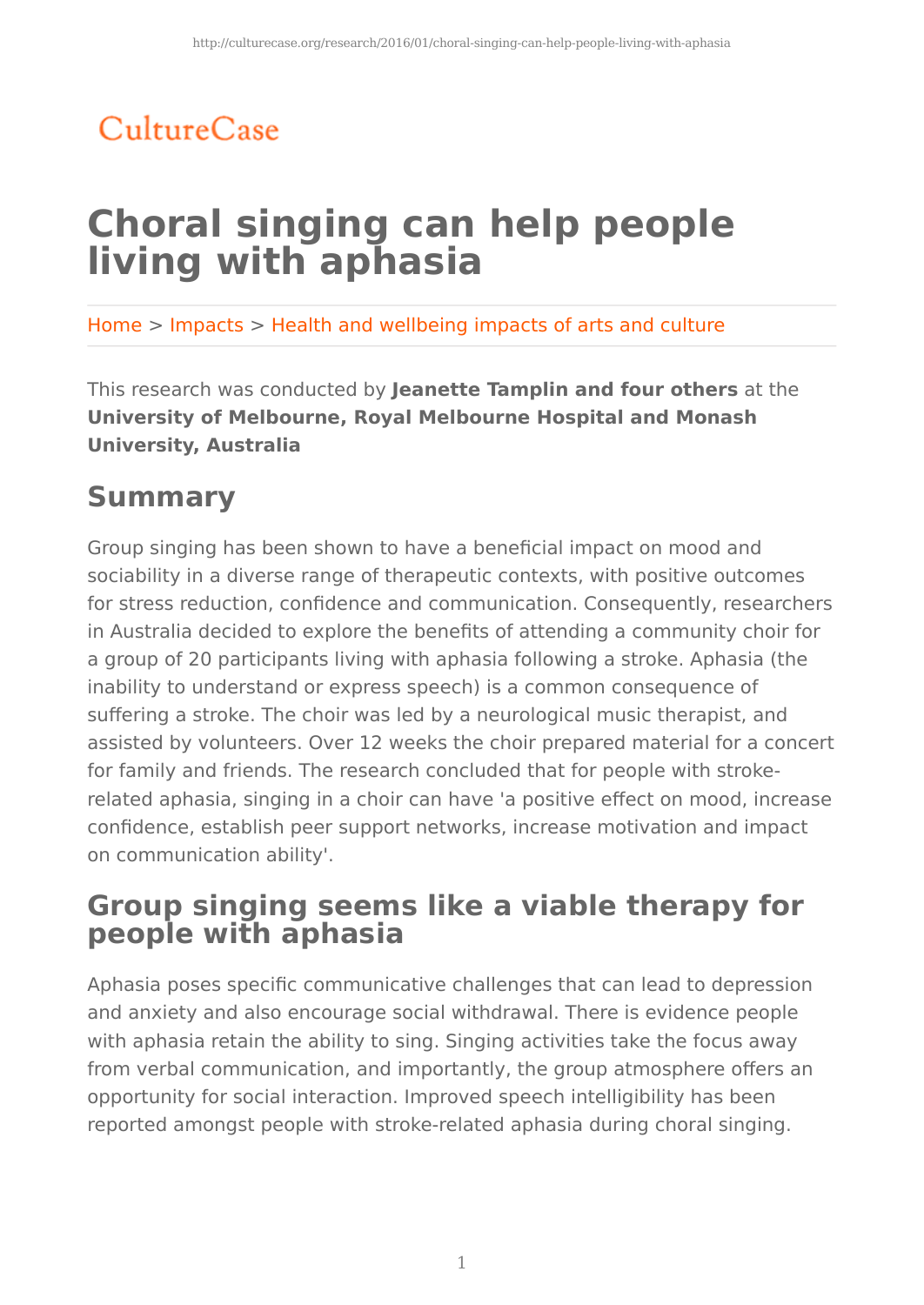CultureCase

# Choral singing can help people living with aphasia

Home > Impacts > Health and wellbeing impacts of arts and culture

This research was conducted by **Jeanette Tamplin and four others** at the **University of Melbourne, Royal Melbourne Hospital and Monash University, Australia**

## Summary

Group singing has been shown to have a beneficial impact on mood and sociability in a diverse range of therapeutic contexts, with positive outcomes for stress reduction, confidence and communication. Consequently, researchers in Australia decided to explore the benefits of attending a community choir for a group of 20 participants living with aphasia following a stroke. Aphasia (the inability to understand or express speech) is a common consequence of suffering a stroke. The choir was led by a neurological music therapist, and assisted by volunteers. Over 12 weeks the choir prepared material for a concert for family and friends. The research concluded that for people with stroke-related aphasia, singing in a choir can have 'a positive effect on mood, increase confidence, establish peer support networks, increase motivation and impact on communication ability'.

## Group singing seems like a viable therapy for people with aphasia

Aphasia poses specific communicative challenges that can lead to depression and anxiety and also encourage social withdrawal. There is evidence people with aphasia retain the ability to sing. Singing activities take the focus away from verbal communication, and importantly, the group atmosphere offers an opportunity for social interaction. Improved speech intelligibility has been reported amongst people with stroke-related aphasia during choral singing.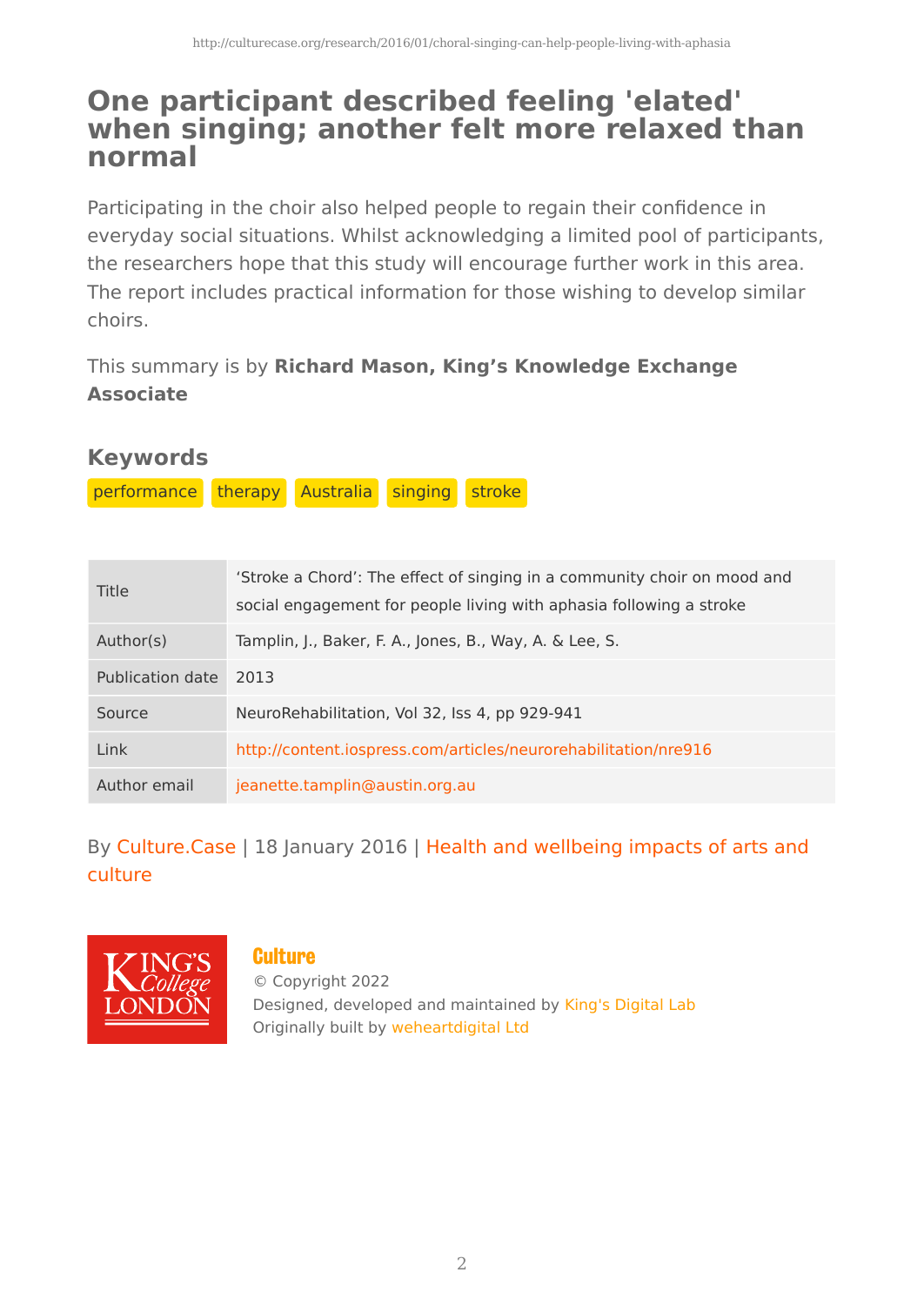# One participant described feeling 'elated' when singing; another felt more relaxed than normal

Participating in the choir also helped people to regain their confidence in everyday social situations. Whilst acknowledging a limited pool of participants, the researchers hope that this study will encourage further work in this area. The report includes practical information for those wishing to develop similar choirs.

This summary is by **Richard Mason, King's Knowledge Exchange Associate**

## Keywords

performance therapy Australia singing stroke

| | |
|---|---|
| Title | 'Stroke a Chord': The effect of singing in a community choir on mood and social engagement for people living with aphasia following a stroke |
| Author(s) | Tamplin, J., Baker, F. A., Jones, B., Way, A. & Lee, S. |
| Publication date | 2013 |
| Source | NeuroRehabilitation, Vol 32, Iss 4, pp 929-941 |
| Link | http://content.iospress.com/articles/neurorehabilitation/nre916 |
| Author email | jeanette.tamplin@austin.org.au |

By Culture.Case | 18 January 2016 | Health and wellbeing impacts of arts and culture

KING'S College LONDON

Culture

© Copyright 2022

Designed, developed and maintained by King's Digital Lab

Originally built by weheartdigital Ltd